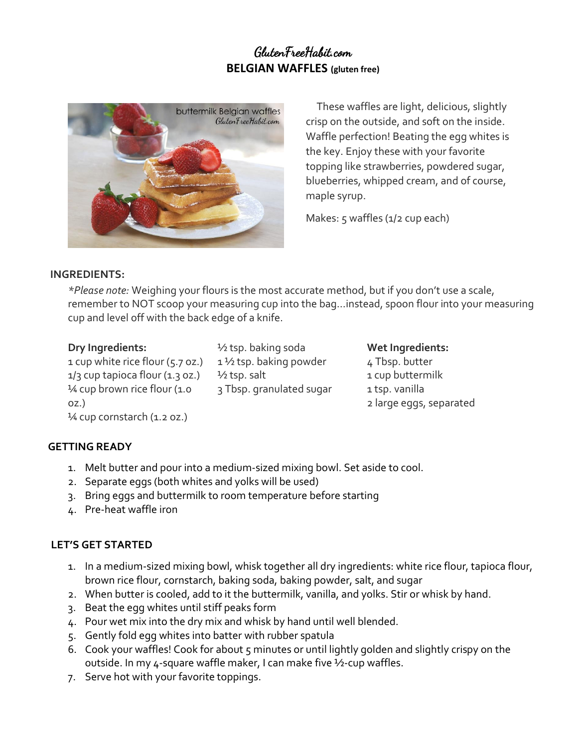# GlutenFreeHabit.com

## BELGIAN WAFFLES (gluten free)

These waffles are light, delicious, slightly crisp on the outside, and soft on the inside. Waffle perfection! Beating the egg whites is the key. Enjoy these with your favorite topping like strawberries, powdered sugar, blueberries, whipped cream, and of course, maple syrup.

Makes: 5 waffles (1/2 cup each)

### INGREDIENTS:

*\*Please note:* Weighing your flours is the most accurate method, but if you don't use a scale, remember to NOT scoop your measuring cup into the bag…instead, spoon flour into your measuring cup and level off with the back edge of a knife.

**Dry Ingredients:**

1 cup white rice flour (5.7 oz.)
1/3 cup tapioca flour (1.3 oz.)
¼ cup brown rice flour (1.0 oz.)
¼ cup cornstarch (1.2 oz.)
½ tsp. baking soda
1 ½ tsp. baking powder
½ tsp. salt
3 Tbsp. granulated sugar

**Wet Ingredients:**

4 Tbsp. butter
1 cup buttermilk
1 tsp. vanilla
2 large eggs, separated

### GETTING READY

1. Melt butter and pour into a medium-sized mixing bowl. Set aside to cool.
2. Separate eggs (both whites and yolks will be used)
3. Bring eggs and buttermilk to room temperature before starting
4. Pre-heat waffle iron

### LET'S GET STARTED

1. In a medium-sized mixing bowl, whisk together all dry ingredients: white rice flour, tapioca flour, brown rice flour, cornstarch, baking soda, baking powder, salt, and sugar
2. When butter is cooled, add to it the buttermilk, vanilla, and yolks. Stir or whisk by hand.
3. Beat the egg whites until stiff peaks form
4. Pour wet mix into the dry mix and whisk by hand until well blended.
5. Gently fold egg whites into batter with rubber spatula
6. Cook your waffles! Cook for about 5 minutes or until lightly golden and slightly crispy on the outside. In my 4-square waffle maker, I can make five ½-cup waffles.
7. Serve hot with your favorite toppings.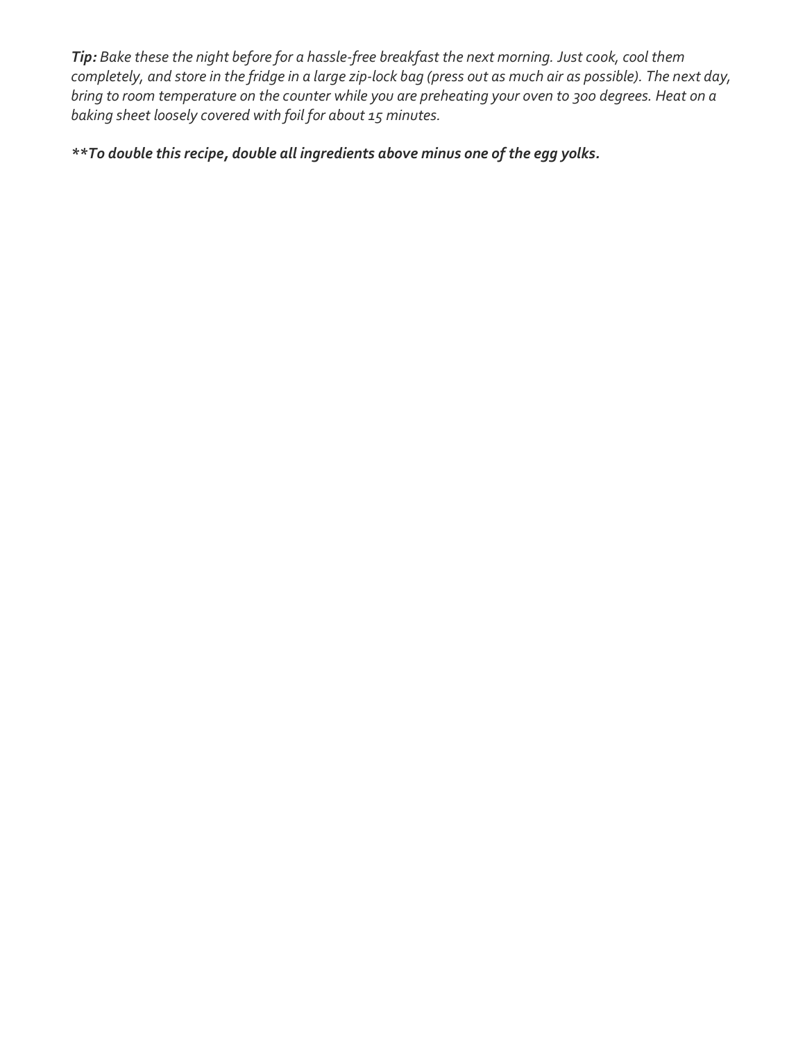***Tip:*** *Bake these the night before for a hassle-free breakfast the next morning. Just cook, cool them completely, and store in the fridge in a large zip-lock bag (press out as much air as possible). The next day, bring to room temperature on the counter while you are preheating your oven to 300 degrees. Heat on a baking sheet loosely covered with foil for about 15 minutes.*

***\*\*To double this recipe, double all ingredients above minus one of the egg yolks.***